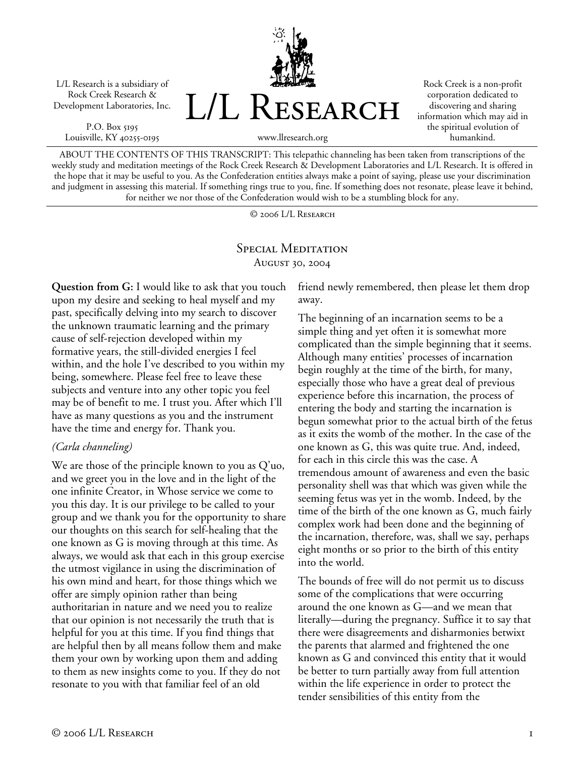L/L Research is a subsidiary of Rock Creek Research & Development Laboratories, Inc.

P.O. Box 5195
Louisville, KY 40255-0195

# L/L Research

www.llresearch.org

Rock Creek is a non-profit corporation dedicated to discovering and sharing information which may aid in the spiritual evolution of humankind.

ABOUT THE CONTENTS OF THIS TRANSCRIPT: This telepathic channeling has been taken from transcriptions of the weekly study and meditation meetings of the Rock Creek Research & Development Laboratories and L/L Research. It is offered in the hope that it may be useful to you. As the Confederation entities always make a point of saying, please use your discrimination and judgment in assessing this material. If something rings true to you, fine. If something does not resonate, please leave it behind, for neither we nor those of the Confederation would wish to be a stumbling block for any.

© 2006 L/L Research

## Special Meditation
### August 30, 2004

**Question from G:** I would like to ask that you touch upon my desire and seeking to heal myself and my past, specifically delving into my search to discover the unknown traumatic learning and the primary cause of self-rejection developed within my formative years, the still-divided energies I feel within, and the hole I've described to you within my being, somewhere. Please feel free to leave these subjects and venture into any other topic you feel may be of benefit to me. I trust you. After which I'll have as many questions as you and the instrument have the time and energy for. Thank you.

*(Carla channeling)*

We are those of the principle known to you as Q'uo, and we greet you in the love and in the light of the one infinite Creator, in Whose service we come to you this day. It is our privilege to be called to your group and we thank you for the opportunity to share our thoughts on this search for self-healing that the one known as G is moving through at this time. As always, we would ask that each in this group exercise the utmost vigilance in using the discrimination of his own mind and heart, for those things which we offer are simply opinion rather than being authoritarian in nature and we need you to realize that our opinion is not necessarily the truth that is helpful for you at this time. If you find things that are helpful then by all means follow them and make them your own by working upon them and adding to them as new insights come to you. If they do not resonate to you with that familiar feel of an old friend newly remembered, then please let them drop away.

The beginning of an incarnation seems to be a simple thing and yet often it is somewhat more complicated than the simple beginning that it seems. Although many entities' processes of incarnation begin roughly at the time of the birth, for many, especially those who have a great deal of previous experience before this incarnation, the process of entering the body and starting the incarnation is begun somewhat prior to the actual birth of the fetus as it exits the womb of the mother. In the case of the one known as G, this was quite true. And, indeed, for each in this circle this was the case. A tremendous amount of awareness and even the basic personality shell was that which was given while the seeming fetus was yet in the womb. Indeed, by the time of the birth of the one known as G, much fairly complex work had been done and the beginning of the incarnation, therefore, was, shall we say, perhaps eight months or so prior to the birth of this entity into the world.

The bounds of free will do not permit us to discuss some of the complications that were occurring around the one known as G—and we mean that literally—during the pregnancy. Suffice it to say that there were disagreements and disharmonies betwixt the parents that alarmed and frightened the one known as G and convinced this entity that it would be better to turn partially away from full attention within the life experience in order to protect the tender sensibilities of this entity from the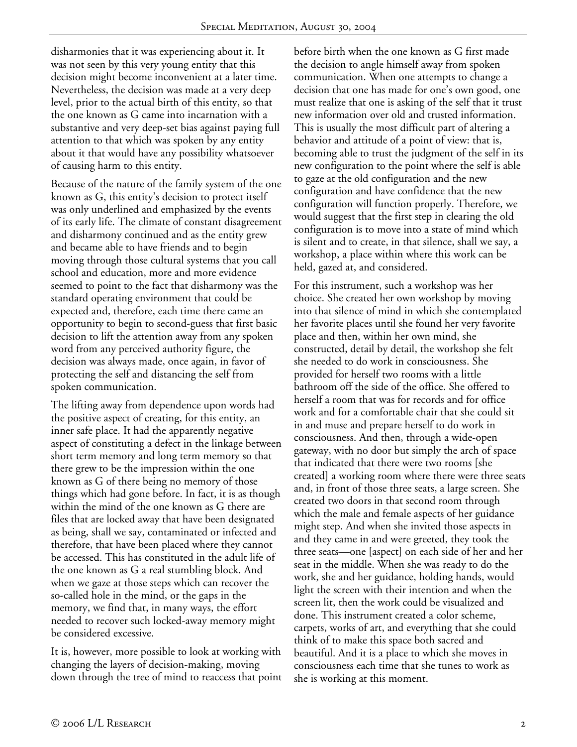disharmonies that it was experiencing about it. It was not seen by this very young entity that this decision might become inconvenient at a later time. Nevertheless, the decision was made at a very deep level, prior to the actual birth of this entity, so that the one known as G came into incarnation with a substantive and very deep-set bias against paying full attention to that which was spoken by any entity about it that would have any possibility whatsoever of causing harm to this entity.

Because of the nature of the family system of the one known as G, this entity's decision to protect itself was only underlined and emphasized by the events of its early life. The climate of constant disagreement and disharmony continued and as the entity grew and became able to have friends and to begin moving through those cultural systems that you call school and education, more and more evidence seemed to point to the fact that disharmony was the standard operating environment that could be expected and, therefore, each time there came an opportunity to begin to second-guess that first basic decision to lift the attention away from any spoken word from any perceived authority figure, the decision was always made, once again, in favor of protecting the self and distancing the self from spoken communication.

The lifting away from dependence upon words had the positive aspect of creating, for this entity, an inner safe place. It had the apparently negative aspect of constituting a defect in the linkage between short term memory and long term memory so that there grew to be the impression within the one known as G of there being no memory of those things which had gone before. In fact, it is as though within the mind of the one known as G there are files that are locked away that have been designated as being, shall we say, contaminated or infected and therefore, that have been placed where they cannot be accessed. This has constituted in the adult life of the one known as G a real stumbling block. And when we gaze at those steps which can recover the so-called hole in the mind, or the gaps in the memory, we find that, in many ways, the effort needed to recover such locked-away memory might be considered excessive.

It is, however, more possible to look at working with changing the layers of decision-making, moving down through the tree of mind to reaccess that point before birth when the one known as G first made the decision to angle himself away from spoken communication. When one attempts to change a decision that one has made for one's own good, one must realize that one is asking of the self that it trust new information over old and trusted information. This is usually the most difficult part of altering a behavior and attitude of a point of view: that is, becoming able to trust the judgment of the self in its new configuration to the point where the self is able to gaze at the old configuration and the new configuration and have confidence that the new configuration will function properly. Therefore, we would suggest that the first step in clearing the old configuration is to move into a state of mind which is silent and to create, in that silence, shall we say, a workshop, a place within where this work can be held, gazed at, and considered.

For this instrument, such a workshop was her choice. She created her own workshop by moving into that silence of mind in which she contemplated her favorite places until she found her very favorite place and then, within her own mind, she constructed, detail by detail, the workshop she felt she needed to do work in consciousness. She provided for herself two rooms with a little bathroom off the side of the office. She offered to herself a room that was for records and for office work and for a comfortable chair that she could sit in and muse and prepare herself to do work in consciousness. And then, through a wide-open gateway, with no door but simply the arch of space that indicated that there were two rooms [she created] a working room where there were three seats and, in front of those three seats, a large screen. She created two doors in that second room through which the male and female aspects of her guidance might step. And when she invited those aspects in and they came in and were greeted, they took the three seats—one [aspect] on each side of her and her seat in the middle. When she was ready to do the work, she and her guidance, holding hands, would light the screen with their intention and when the screen lit, then the work could be visualized and done. This instrument created a color scheme, carpets, works of art, and everything that she could think of to make this space both sacred and beautiful. And it is a place to which she moves in consciousness each time that she tunes to work as she is working at this moment.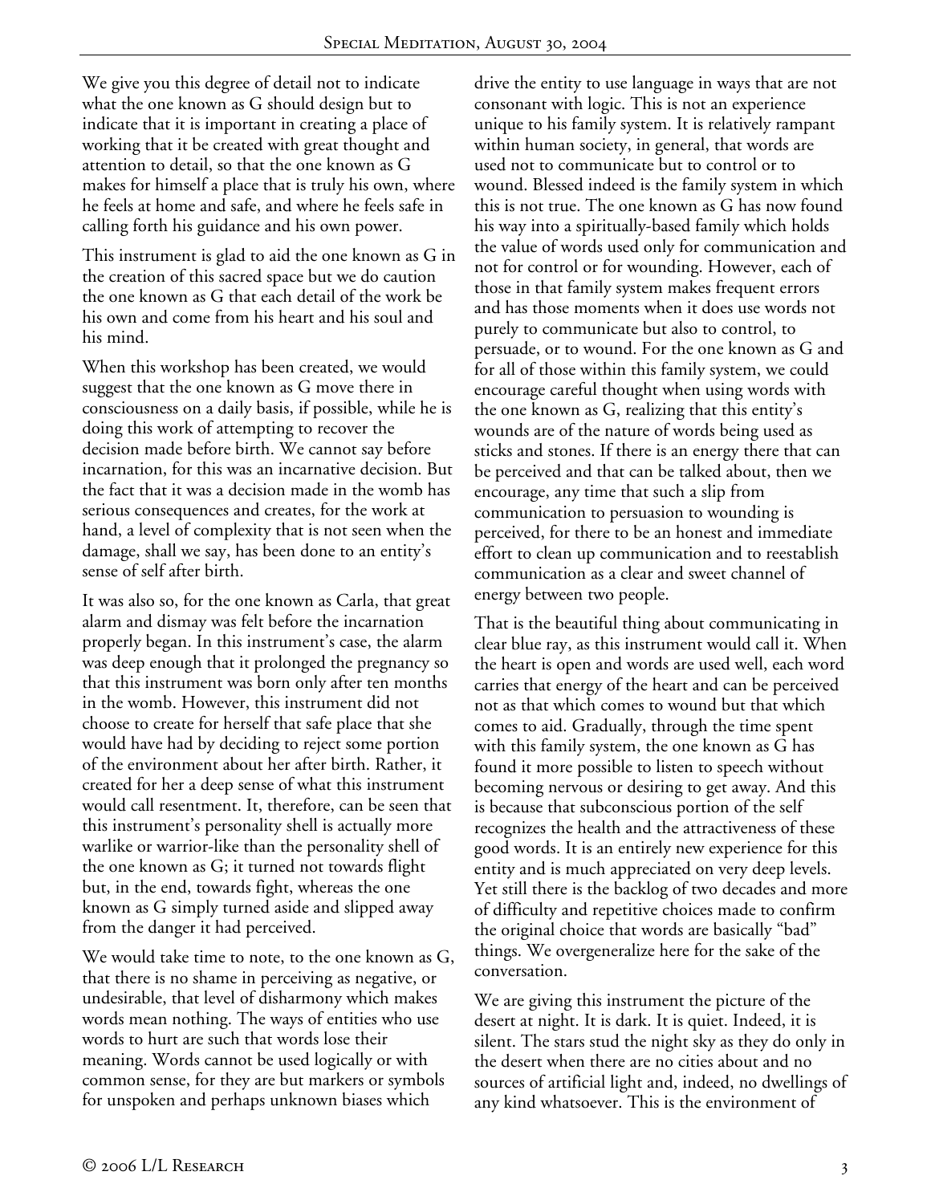We give you this degree of detail not to indicate what the one known as G should design but to indicate that it is important in creating a place of working that it be created with great thought and attention to detail, so that the one known as G makes for himself a place that is truly his own, where he feels at home and safe, and where he feels safe in calling forth his guidance and his own power.

This instrument is glad to aid the one known as G in the creation of this sacred space but we do caution the one known as G that each detail of the work be his own and come from his heart and his soul and his mind.

When this workshop has been created, we would suggest that the one known as G move there in consciousness on a daily basis, if possible, while he is doing this work of attempting to recover the decision made before birth. We cannot say before incarnation, for this was an incarnative decision. But the fact that it was a decision made in the womb has serious consequences and creates, for the work at hand, a level of complexity that is not seen when the damage, shall we say, has been done to an entity's sense of self after birth.

It was also so, for the one known as Carla, that great alarm and dismay was felt before the incarnation properly began. In this instrument's case, the alarm was deep enough that it prolonged the pregnancy so that this instrument was born only after ten months in the womb. However, this instrument did not choose to create for herself that safe place that she would have had by deciding to reject some portion of the environment about her after birth. Rather, it created for her a deep sense of what this instrument would call resentment. It, therefore, can be seen that this instrument's personality shell is actually more warlike or warrior-like than the personality shell of the one known as G; it turned not towards flight but, in the end, towards fight, whereas the one known as G simply turned aside and slipped away from the danger it had perceived.

We would take time to note, to the one known as G, that there is no shame in perceiving as negative, or undesirable, that level of disharmony which makes words mean nothing. The ways of entities who use words to hurt are such that words lose their meaning. Words cannot be used logically or with common sense, for they are but markers or symbols for unspoken and perhaps unknown biases which drive the entity to use language in ways that are not consonant with logic. This is not an experience unique to his family system. It is relatively rampant within human society, in general, that words are used not to communicate but to control or to wound. Blessed indeed is the family system in which this is not true. The one known as G has now found his way into a spiritually-based family which holds the value of words used only for communication and not for control or for wounding. However, each of those in that family system makes frequent errors and has those moments when it does use words not purely to communicate but also to control, to persuade, or to wound. For the one known as G and for all of those within this family system, we could encourage careful thought when using words with the one known as G, realizing that this entity's wounds are of the nature of words being used as sticks and stones. If there is an energy there that can be perceived and that can be talked about, then we encourage, any time that such a slip from communication to persuasion to wounding is perceived, for there to be an honest and immediate effort to clean up communication and to reestablish communication as a clear and sweet channel of energy between two people.

That is the beautiful thing about communicating in clear blue ray, as this instrument would call it. When the heart is open and words are used well, each word carries that energy of the heart and can be perceived not as that which comes to wound but that which comes to aid. Gradually, through the time spent with this family system, the one known as G has found it more possible to listen to speech without becoming nervous or desiring to get away. And this is because that subconscious portion of the self recognizes the health and the attractiveness of these good words. It is an entirely new experience for this entity and is much appreciated on very deep levels. Yet still there is the backlog of two decades and more of difficulty and repetitive choices made to confirm the original choice that words are basically "bad" things. We overgeneralize here for the sake of the conversation.

We are giving this instrument the picture of the desert at night. It is dark. It is quiet. Indeed, it is silent. The stars stud the night sky as they do only in the desert when there are no cities about and no sources of artificial light and, indeed, no dwellings of any kind whatsoever. This is the environment of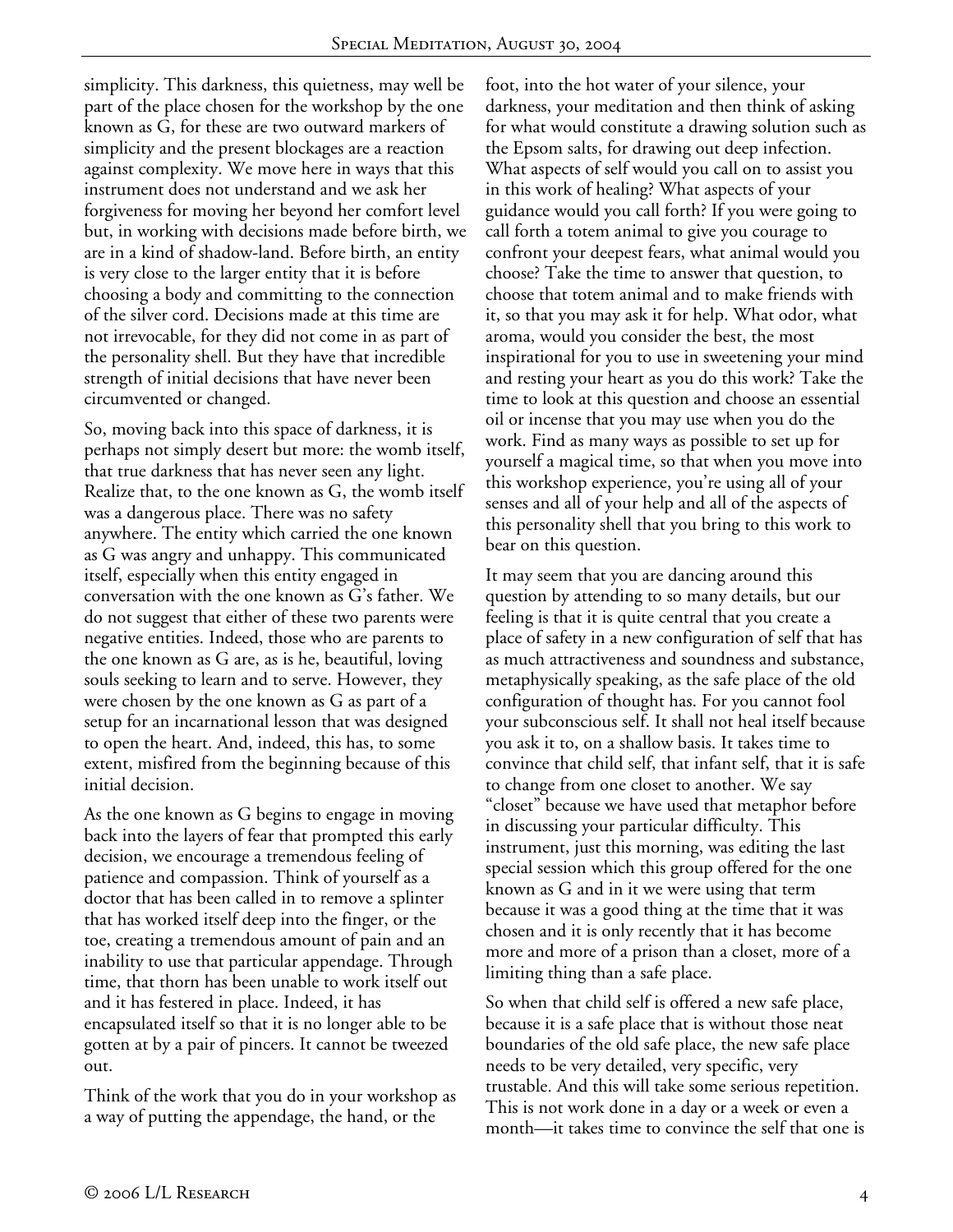simplicity. This darkness, this quietness, may well be part of the place chosen for the workshop by the one known as G, for these are two outward markers of simplicity and the present blockages are a reaction against complexity. We move here in ways that this instrument does not understand and we ask her forgiveness for moving her beyond her comfort level but, in working with decisions made before birth, we are in a kind of shadow-land. Before birth, an entity is very close to the larger entity that it is before choosing a body and committing to the connection of the silver cord. Decisions made at this time are not irrevocable, for they did not come in as part of the personality shell. But they have that incredible strength of initial decisions that have never been circumvented or changed.

So, moving back into this space of darkness, it is perhaps not simply desert but more: the womb itself, that true darkness that has never seen any light. Realize that, to the one known as G, the womb itself was a dangerous place. There was no safety anywhere. The entity which carried the one known as G was angry and unhappy. This communicated itself, especially when this entity engaged in conversation with the one known as G's father. We do not suggest that either of these two parents were negative entities. Indeed, those who are parents to the one known as G are, as is he, beautiful, loving souls seeking to learn and to serve. However, they were chosen by the one known as G as part of a setup for an incarnational lesson that was designed to open the heart. And, indeed, this has, to some extent, misfired from the beginning because of this initial decision.

As the one known as G begins to engage in moving back into the layers of fear that prompted this early decision, we encourage a tremendous feeling of patience and compassion. Think of yourself as a doctor that has been called in to remove a splinter that has worked itself deep into the finger, or the toe, creating a tremendous amount of pain and an inability to use that particular appendage. Through time, that thorn has been unable to work itself out and it has festered in place. Indeed, it has encapsulated itself so that it is no longer able to be gotten at by a pair of pincers. It cannot be tweezed out.

Think of the work that you do in your workshop as a way of putting the appendage, the hand, or the foot, into the hot water of your silence, your darkness, your meditation and then think of asking for what would constitute a drawing solution such as the Epsom salts, for drawing out deep infection. What aspects of self would you call on to assist you in this work of healing? What aspects of your guidance would you call forth? If you were going to call forth a totem animal to give you courage to confront your deepest fears, what animal would you choose? Take the time to answer that question, to choose that totem animal and to make friends with it, so that you may ask it for help. What odor, what aroma, would you consider the best, the most inspirational for you to use in sweetening your mind and resting your heart as you do this work? Take the time to look at this question and choose an essential oil or incense that you may use when you do the work. Find as many ways as possible to set up for yourself a magical time, so that when you move into this workshop experience, you're using all of your senses and all of your help and all of the aspects of this personality shell that you bring to this work to bear on this question.

It may seem that you are dancing around this question by attending to so many details, but our feeling is that it is quite central that you create a place of safety in a new configuration of self that has as much attractiveness and soundness and substance, metaphysically speaking, as the safe place of the old configuration of thought has. For you cannot fool your subconscious self. It shall not heal itself because you ask it to, on a shallow basis. It takes time to convince that child self, that infant self, that it is safe to change from one closet to another. We say "closet" because we have used that metaphor before in discussing your particular difficulty. This instrument, just this morning, was editing the last special session which this group offered for the one known as G and in it we were using that term because it was a good thing at the time that it was chosen and it is only recently that it has become more and more of a prison than a closet, more of a limiting thing than a safe place.

So when that child self is offered a new safe place, because it is a safe place that is without those neat boundaries of the old safe place, the new safe place needs to be very detailed, very specific, very trustable. And this will take some serious repetition. This is not work done in a day or a week or even a month—it takes time to convince the self that one is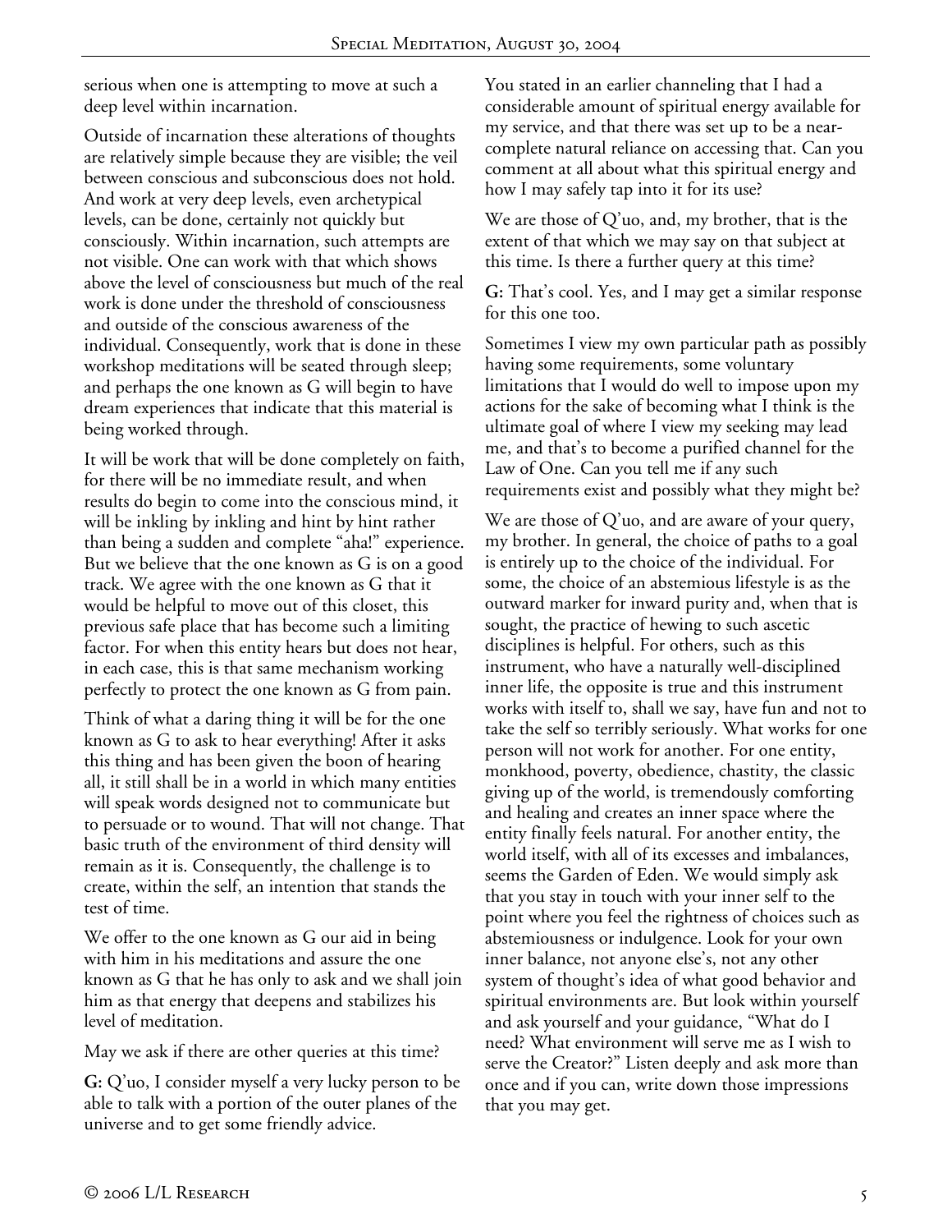serious when one is attempting to move at such a deep level within incarnation.

Outside of incarnation these alterations of thoughts are relatively simple because they are visible; the veil between conscious and subconscious does not hold. And work at very deep levels, even archetypical levels, can be done, certainly not quickly but consciously. Within incarnation, such attempts are not visible. One can work with that which shows above the level of consciousness but much of the real work is done under the threshold of consciousness and outside of the conscious awareness of the individual. Consequently, work that is done in these workshop meditations will be seated through sleep; and perhaps the one known as G will begin to have dream experiences that indicate that this material is being worked through.

It will be work that will be done completely on faith, for there will be no immediate result, and when results do begin to come into the conscious mind, it will be inkling by inkling and hint by hint rather than being a sudden and complete "aha!" experience. But we believe that the one known as G is on a good track. We agree with the one known as G that it would be helpful to move out of this closet, this previous safe place that has become such a limiting factor. For when this entity hears but does not hear, in each case, this is that same mechanism working perfectly to protect the one known as G from pain.

Think of what a daring thing it will be for the one known as G to ask to hear everything! After it asks this thing and has been given the boon of hearing all, it still shall be in a world in which many entities will speak words designed not to communicate but to persuade or to wound. That will not change. That basic truth of the environment of third density will remain as it is. Consequently, the challenge is to create, within the self, an intention that stands the test of time.

We offer to the one known as G our aid in being with him in his meditations and assure the one known as G that he has only to ask and we shall join him as that energy that deepens and stabilizes his level of meditation.

May we ask if there are other queries at this time?

**G:** Q'uo, I consider myself a very lucky person to be able to talk with a portion of the outer planes of the universe and to get some friendly advice.

You stated in an earlier channeling that I had a considerable amount of spiritual energy available for my service, and that there was set up to be a near-complete natural reliance on accessing that. Can you comment at all about what this spiritual energy and how I may safely tap into it for its use?

We are those of Q'uo, and, my brother, that is the extent of that which we may say on that subject at this time. Is there a further query at this time?

**G:** That's cool. Yes, and I may get a similar response for this one too.

Sometimes I view my own particular path as possibly having some requirements, some voluntary limitations that I would do well to impose upon my actions for the sake of becoming what I think is the ultimate goal of where I view my seeking may lead me, and that's to become a purified channel for the Law of One. Can you tell me if any such requirements exist and possibly what they might be?

We are those of Q'uo, and are aware of your query, my brother. In general, the choice of paths to a goal is entirely up to the choice of the individual. For some, the choice of an abstemious lifestyle is as the outward marker for inward purity and, when that is sought, the practice of hewing to such ascetic disciplines is helpful. For others, such as this instrument, who have a naturally well-disciplined inner life, the opposite is true and this instrument works with itself to, shall we say, have fun and not to take the self so terribly seriously. What works for one person will not work for another. For one entity, monkhood, poverty, obedience, chastity, the classic giving up of the world, is tremendously comforting and healing and creates an inner space where the entity finally feels natural. For another entity, the world itself, with all of its excesses and imbalances, seems the Garden of Eden. We would simply ask that you stay in touch with your inner self to the point where you feel the rightness of choices such as abstemiousness or indulgence. Look for your own inner balance, not anyone else's, not any other system of thought's idea of what good behavior and spiritual environments are. But look within yourself and ask yourself and your guidance, "What do I need? What environment will serve me as I wish to serve the Creator?" Listen deeply and ask more than once and if you can, write down those impressions that you may get.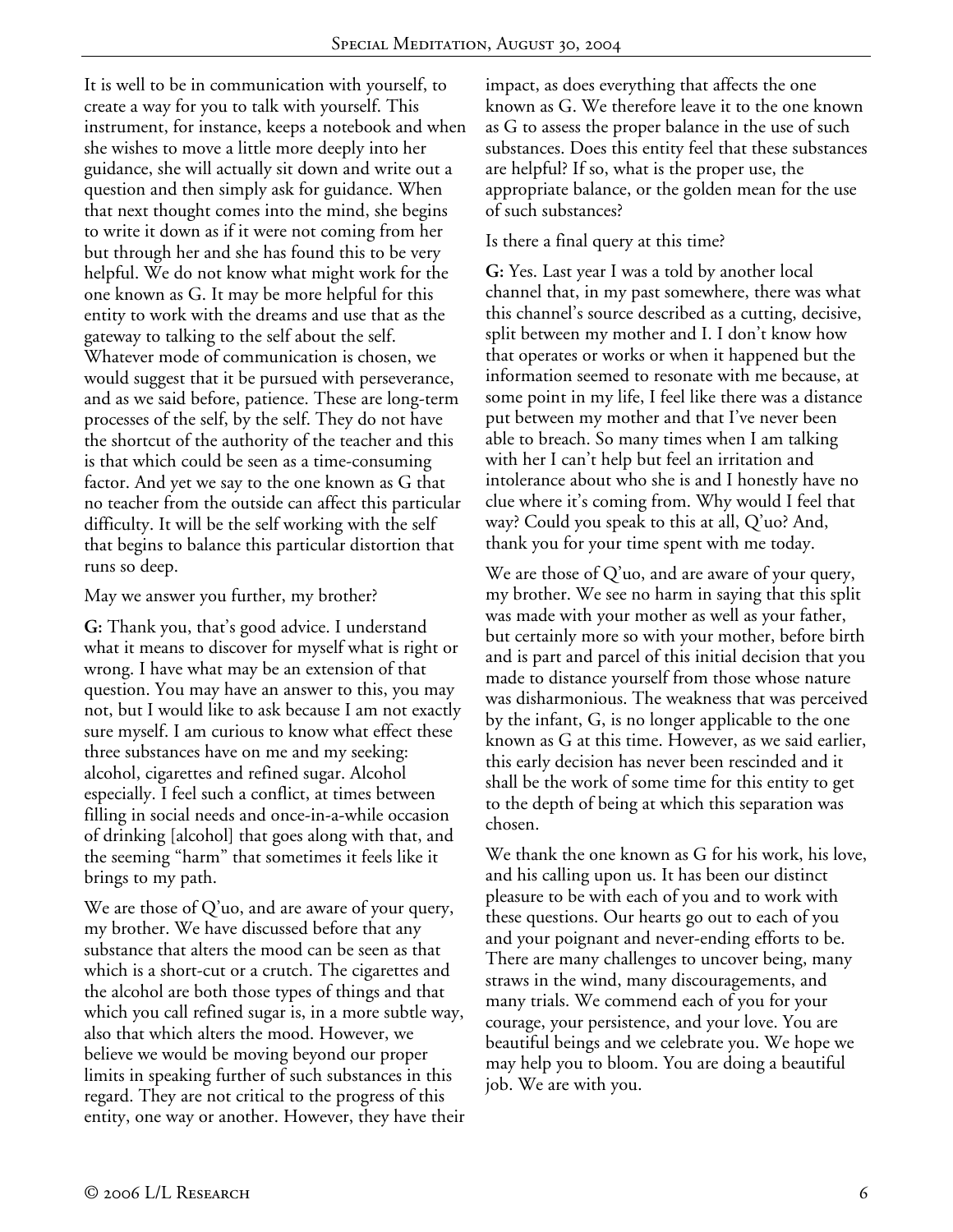It is well to be in communication with yourself, to create a way for you to talk with yourself. This instrument, for instance, keeps a notebook and when she wishes to move a little more deeply into her guidance, she will actually sit down and write out a question and then simply ask for guidance. When that next thought comes into the mind, she begins to write it down as if it were not coming from her but through her and she has found this to be very helpful. We do not know what might work for the one known as G. It may be more helpful for this entity to work with the dreams and use that as the gateway to talking to the self about the self. Whatever mode of communication is chosen, we would suggest that it be pursued with perseverance, and as we said before, patience. These are long-term processes of the self, by the self. They do not have the shortcut of the authority of the teacher and this is that which could be seen as a time-consuming factor. And yet we say to the one known as G that no teacher from the outside can affect this particular difficulty. It will be the self working with the self that begins to balance this particular distortion that runs so deep.

May we answer you further, my brother?

**G:** Thank you, that's good advice. I understand what it means to discover for myself what is right or wrong. I have what may be an extension of that question. You may have an answer to this, you may not, but I would like to ask because I am not exactly sure myself. I am curious to know what effect these three substances have on me and my seeking: alcohol, cigarettes and refined sugar. Alcohol especially. I feel such a conflict, at times between filling in social needs and once-in-a-while occasion of drinking [alcohol] that goes along with that, and the seeming "harm" that sometimes it feels like it brings to my path.

We are those of Q'uo, and are aware of your query, my brother. We have discussed before that any substance that alters the mood can be seen as that which is a short-cut or a crutch. The cigarettes and the alcohol are both those types of things and that which you call refined sugar is, in a more subtle way, also that which alters the mood. However, we believe we would be moving beyond our proper limits in speaking further of such substances in this regard. They are not critical to the progress of this entity, one way or another. However, they have their impact, as does everything that affects the one known as G. We therefore leave it to the one known as G to assess the proper balance in the use of such substances. Does this entity feel that these substances are helpful? If so, what is the proper use, the appropriate balance, or the golden mean for the use of such substances?

Is there a final query at this time?

**G:** Yes. Last year I was a told by another local channel that, in my past somewhere, there was what this channel's source described as a cutting, decisive, split between my mother and I. I don't know how that operates or works or when it happened but the information seemed to resonate with me because, at some point in my life, I feel like there was a distance put between my mother and that I've never been able to breach. So many times when I am talking with her I can't help but feel an irritation and intolerance about who she is and I honestly have no clue where it's coming from. Why would I feel that way? Could you speak to this at all, Q'uo? And, thank you for your time spent with me today.

We are those of Q'uo, and are aware of your query, my brother. We see no harm in saying that this split was made with your mother as well as your father, but certainly more so with your mother, before birth and is part and parcel of this initial decision that you made to distance yourself from those whose nature was disharmonious. The weakness that was perceived by the infant, G, is no longer applicable to the one known as G at this time. However, as we said earlier, this early decision has never been rescinded and it shall be the work of some time for this entity to get to the depth of being at which this separation was chosen.

We thank the one known as G for his work, his love, and his calling upon us. It has been our distinct pleasure to be with each of you and to work with these questions. Our hearts go out to each of you and your poignant and never-ending efforts to be. There are many challenges to uncover being, many straws in the wind, many discouragements, and many trials. We commend each of you for your courage, your persistence, and your love. You are beautiful beings and we celebrate you. We hope we may help you to bloom. You are doing a beautiful job. We are with you.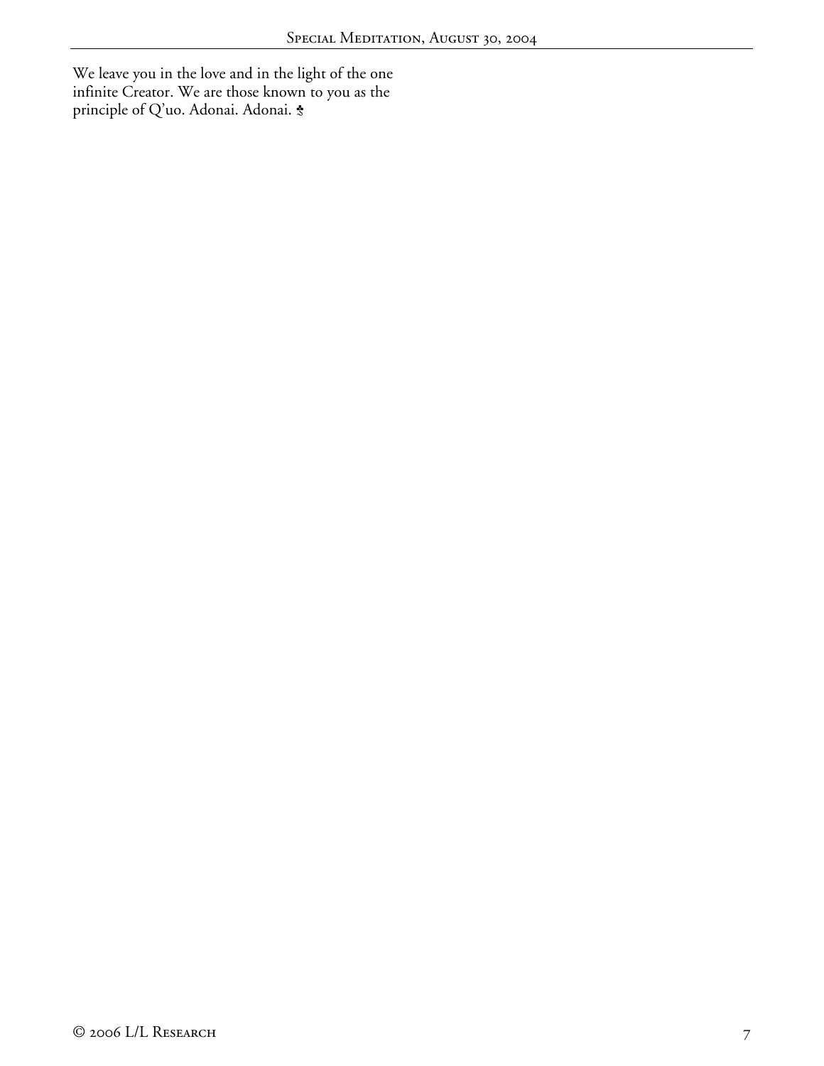We leave you in the love and in the light of the one infinite Creator. We are those known to you as the principle of Q'uo. Adonai. Adonai. ♣